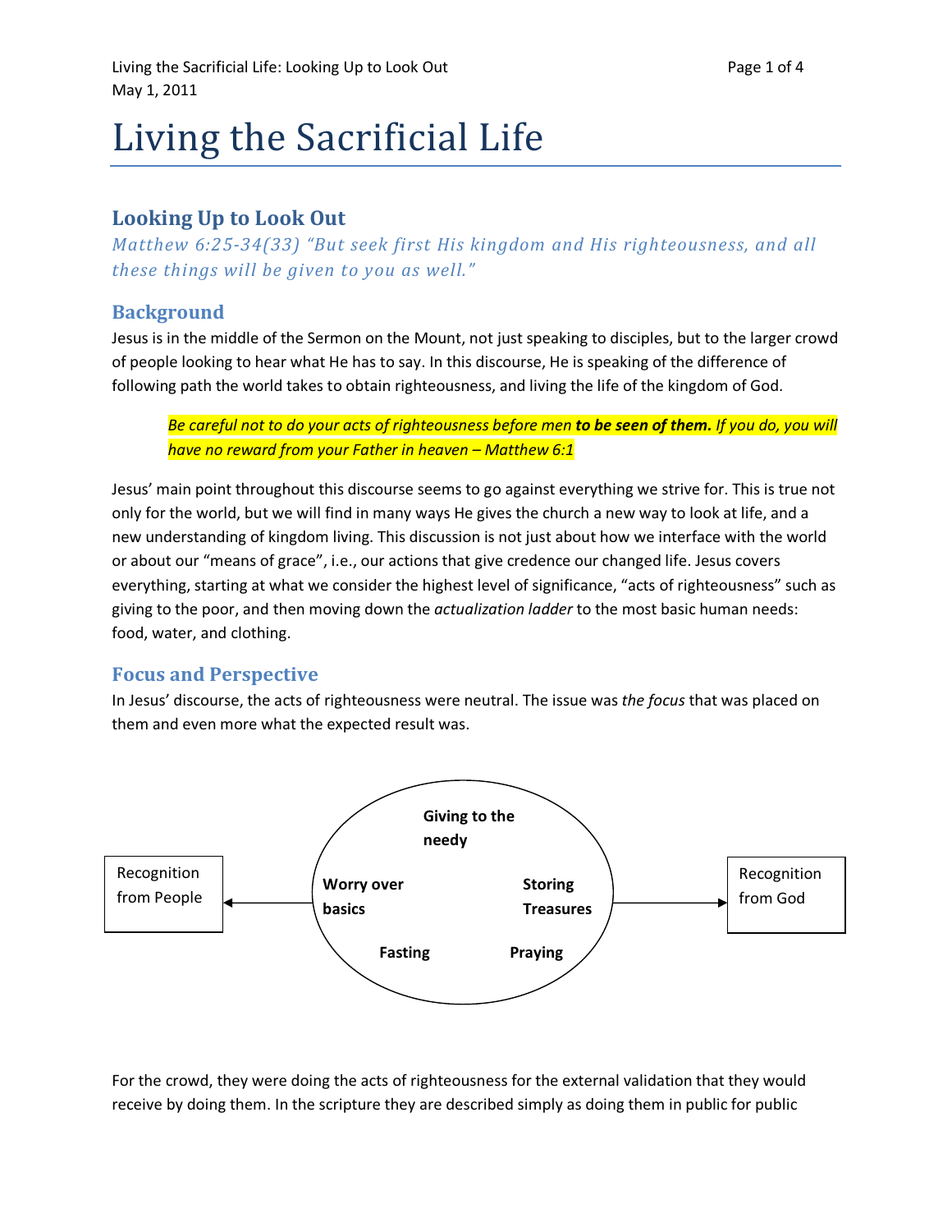# Living the Sacrificial Life

## Looking Up to Look Out

*Matthew 6:25-34(33) "But seek first His kingdom and His righteousness, and all these things will be given to you as well."*

## Background

Jesus is in the middle of the Sermon on the Mount, not just speaking to disciples, but to the larger crowd of people looking to hear what He has to say. In this discourse, He is speaking of the difference of following path the world takes to obtain righteousness, and living the life of the kingdom of God.

> *Be careful not to do your acts of righteousness before men* ***to be seen of them.*** *If you do, you will have no reward from your Father in heaven – Matthew 6:1*

Jesus' main point throughout this discourse seems to go against everything we strive for. This is true not only for the world, but we will find in many ways He gives the church a new way to look at life, and a new understanding of kingdom living. This discussion is not just about how we interface with the world or about our "means of grace", i.e., our actions that give credence our changed life. Jesus covers everything, starting at what we consider the highest level of significance, "acts of righteousness" such as giving to the poor, and then moving down the *actualization ladder* to the most basic human needs: food, water, and clothing.

## Focus and Perspective

In Jesus' discourse, the acts of righteousness were neutral. The issue was *the focus* that was placed on them and even more what the expected result was.

Recognition from People ← [ **Giving to the needy** · **Worry over basics** · **Storing Treasures** · **Fasting** · **Praying** ] → Recognition from God

For the crowd, they were doing the acts of righteousness for the external validation that they would receive by doing them. In the scripture they are described simply as doing them in public for public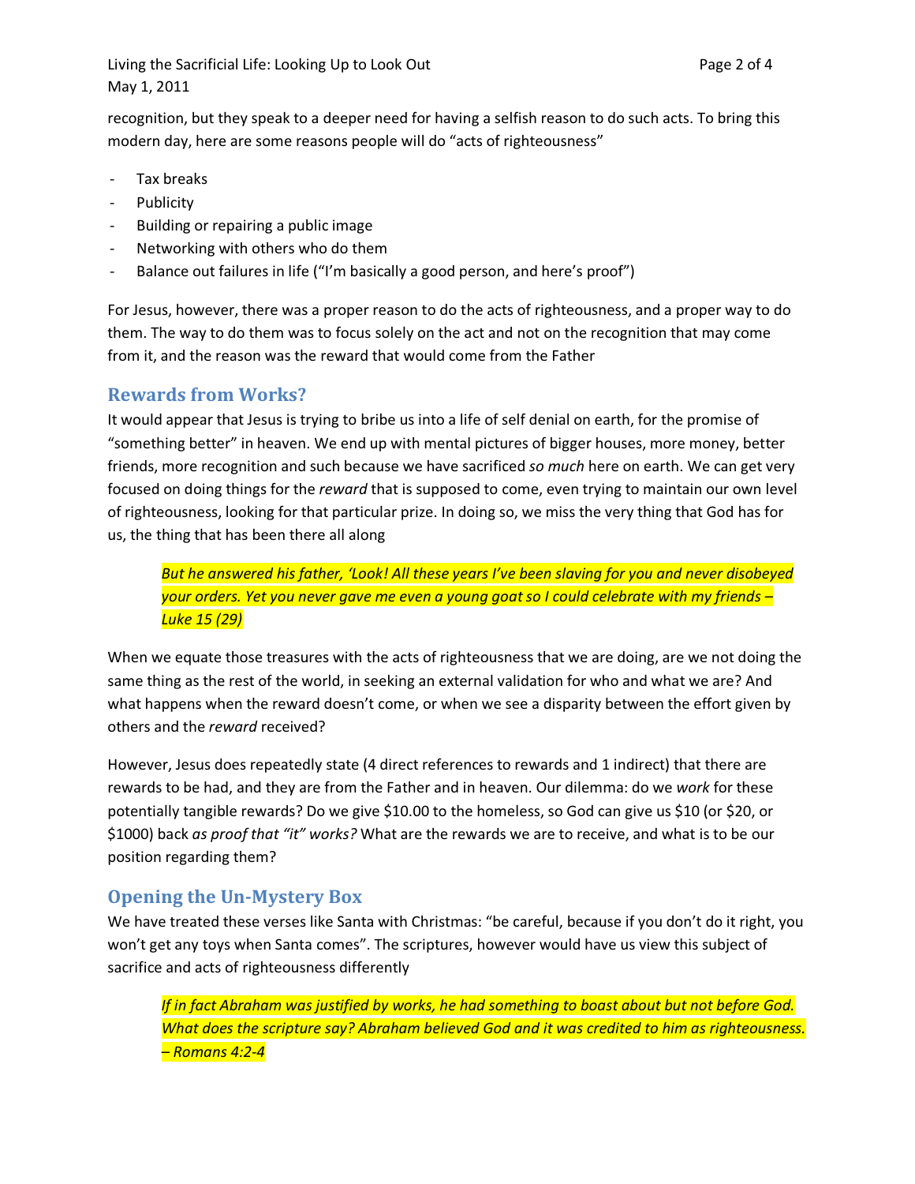recognition, but they speak to a deeper need for having a selfish reason to do such acts. To bring this modern day, here are some reasons people will do "acts of righteousness"

- Tax breaks
- Publicity
- Building or repairing a public image
- Networking with others who do them
- Balance out failures in life ("I'm basically a good person, and here's proof")

For Jesus, however, there was a proper reason to do the acts of righteousness, and a proper way to do them. The way to do them was to focus solely on the act and not on the recognition that may come from it, and the reason was the reward that would come from the Father

## Rewards from Works?

It would appear that Jesus is trying to bribe us into a life of self denial on earth, for the promise of "something better" in heaven. We end up with mental pictures of bigger houses, more money, better friends, more recognition and such because we have sacrificed *so much* here on earth. We can get very focused on doing things for the *reward* that is supposed to come, even trying to maintain our own level of righteousness, looking for that particular prize. In doing so, we miss the very thing that God has for us, the thing that has been there all along

> *But he answered his father, 'Look! All these years I've been slaving for you and never disobeyed your orders. Yet you never gave me even a young goat so I could celebrate with my friends – Luke 15 (29)*

When we equate those treasures with the acts of righteousness that we are doing, are we not doing the same thing as the rest of the world, in seeking an external validation for who and what we are? And what happens when the reward doesn't come, or when we see a disparity between the effort given by others and the *reward* received?

However, Jesus does repeatedly state (4 direct references to rewards and 1 indirect) that there are rewards to be had, and they are from the Father and in heaven. Our dilemma: do we *work* for these potentially tangible rewards? Do we give $10.00 to the homeless, so God can give us $10 (or $20, or $1000) back *as proof that "it" works?* What are the rewards we are to receive, and what is to be our position regarding them?

## Opening the Un-Mystery Box

We have treated these verses like Santa with Christmas: "be careful, because if you don't do it right, you won't get any toys when Santa comes". The scriptures, however would have us view this subject of sacrifice and acts of righteousness differently

> *If in fact Abraham was justified by works, he had something to boast about but not before God. What does the scripture say? Abraham believed God and it was credited to him as righteousness. – Romans 4:2-4*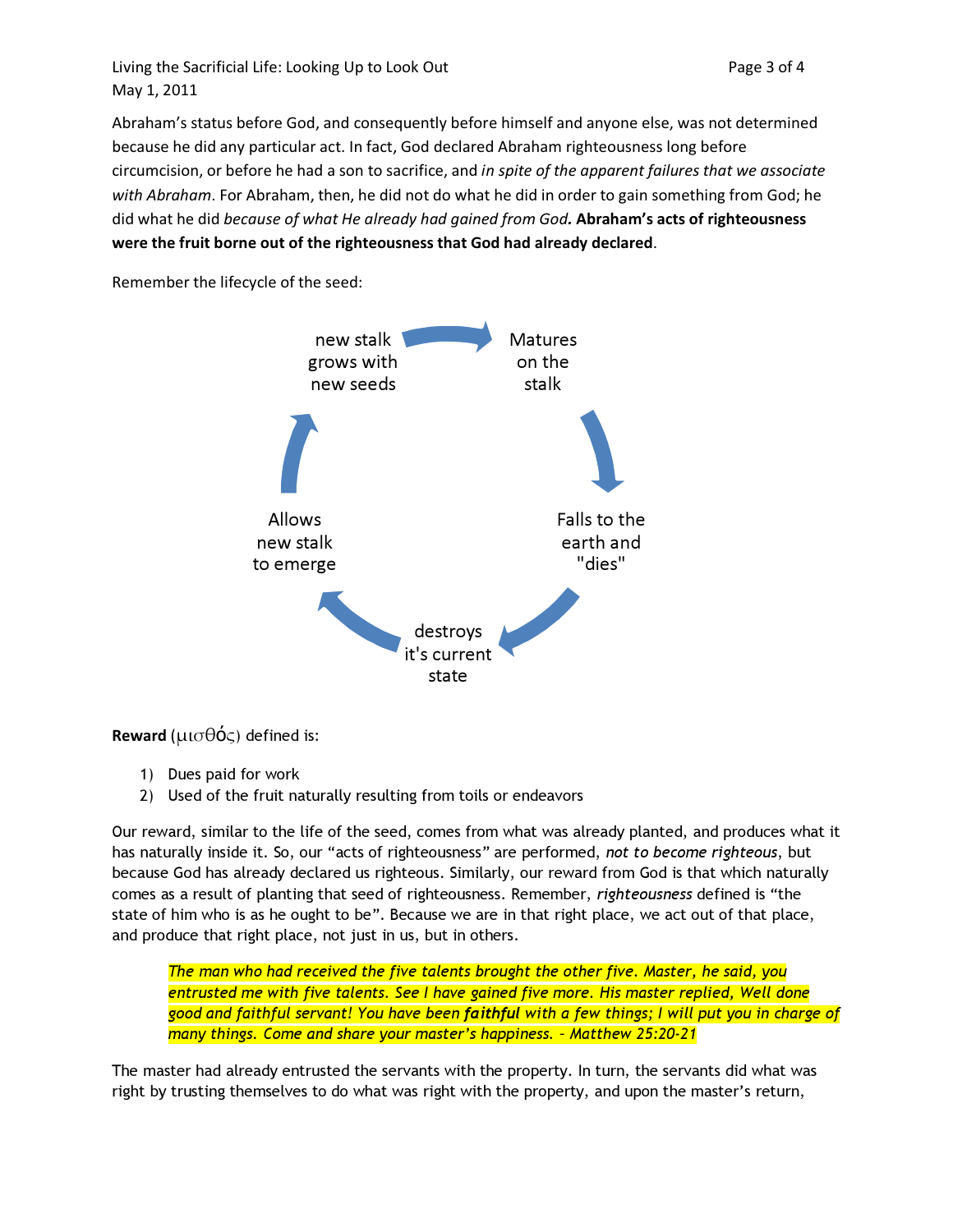Abraham's status before God, and consequently before himself and anyone else, was not determined because he did any particular act. In fact, God declared Abraham righteousness long before circumcision, or before he had a son to sacrifice, and *in spite of the apparent failures that we associate with Abraham*. For Abraham, then, he did not do what he did in order to gain something from God; he did what he did *because of what He already had gained from God.* **Abraham's acts of righteousness were the fruit borne out of the righteousness that God had already declared**.

Remember the lifecycle of the seed:

Matures on the stalk → Falls to the earth and "dies" → destroys it's current state → Allows new stalk to emerge → new stalk grows with new seeds → Matures on the stalk

**Reward** (μισθός) defined is:

1) Dues paid for work
2) Used of the fruit naturally resulting from toils or endeavors

Our reward, similar to the life of the seed, comes from what was already planted, and produces what it has naturally inside it. So, our "acts of righteousness" are performed, *not to become righteous*, but because God has already declared us righteous. Similarly, our reward from God is that which naturally comes as a result of planting that seed of righteousness. Remember, *righteousness* defined is "the state of him who is as he ought to be". Because we are in that right place, we act out of that place, and produce that right place, not just in us, but in others.

> *The man who had received the five talents brought the other five. Master, he said, you entrusted me with five talents. See I have gained five more. His master replied, Well done good and faithful servant! You have been **faithful** with a few things; I will put you in charge of many things. Come and share your master's happiness. - Matthew 25:20-21*

The master had already entrusted the servants with the property. In turn, the servants did what was right by trusting themselves to do what was right with the property, and upon the master's return,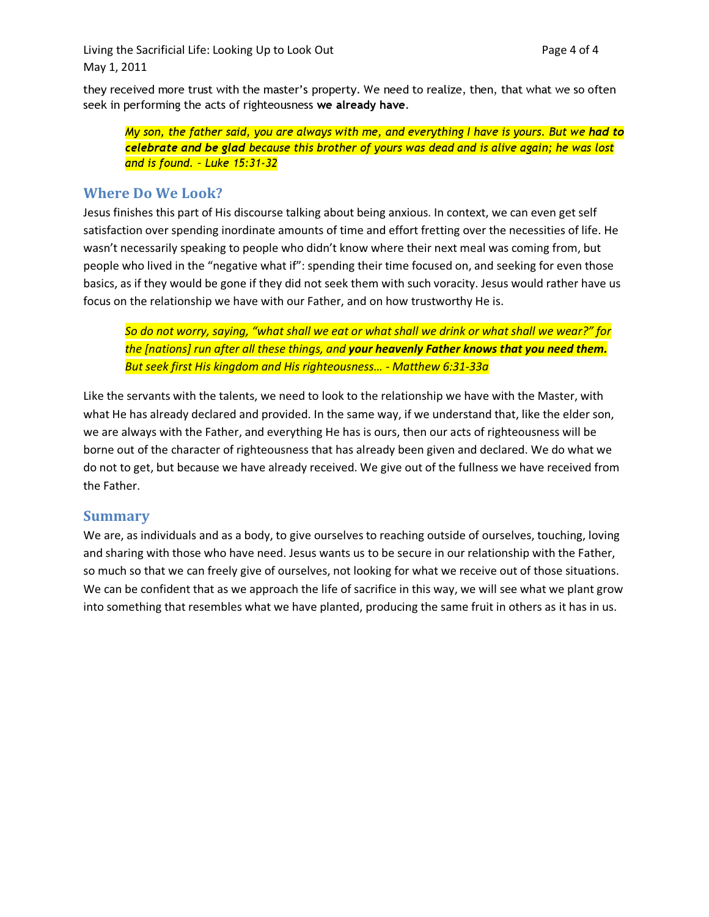they received more trust with the master's property. We need to realize, then, that what we so often seek in performing the acts of righteousness **we already have**.

> *My son, the father said, you are always with me, and everything I have is yours. But we **had to celebrate and be glad** because this brother of yours was dead and is alive again; he was lost and is found. - Luke 15:31-32*

## Where Do We Look?

Jesus finishes this part of His discourse talking about being anxious. In context, we can even get self satisfaction over spending inordinate amounts of time and effort fretting over the necessities of life. He wasn't necessarily speaking to people who didn't know where their next meal was coming from, but people who lived in the "negative what if": spending their time focused on, and seeking for even those basics, as if they would be gone if they did not seek them with such voracity. Jesus would rather have us focus on the relationship we have with our Father, and on how trustworthy He is.

> *So do not worry, saying, "what shall we eat or what shall we drink or what shall we wear?" for the [nations] run after all these things, and **your heavenly Father knows that you need them.** But seek first His kingdom and His righteousness… - Matthew 6:31-33a*

Like the servants with the talents, we need to look to the relationship we have with the Master, with what He has already declared and provided. In the same way, if we understand that, like the elder son, we are always with the Father, and everything He has is ours, then our acts of righteousness will be borne out of the character of righteousness that has already been given and declared. We do what we do not to get, but because we have already received. We give out of the fullness we have received from the Father.

## Summary

We are, as individuals and as a body, to give ourselves to reaching outside of ourselves, touching, loving and sharing with those who have need. Jesus wants us to be secure in our relationship with the Father, so much so that we can freely give of ourselves, not looking for what we receive out of those situations. We can be confident that as we approach the life of sacrifice in this way, we will see what we plant grow into something that resembles what we have planted, producing the same fruit in others as it has in us.